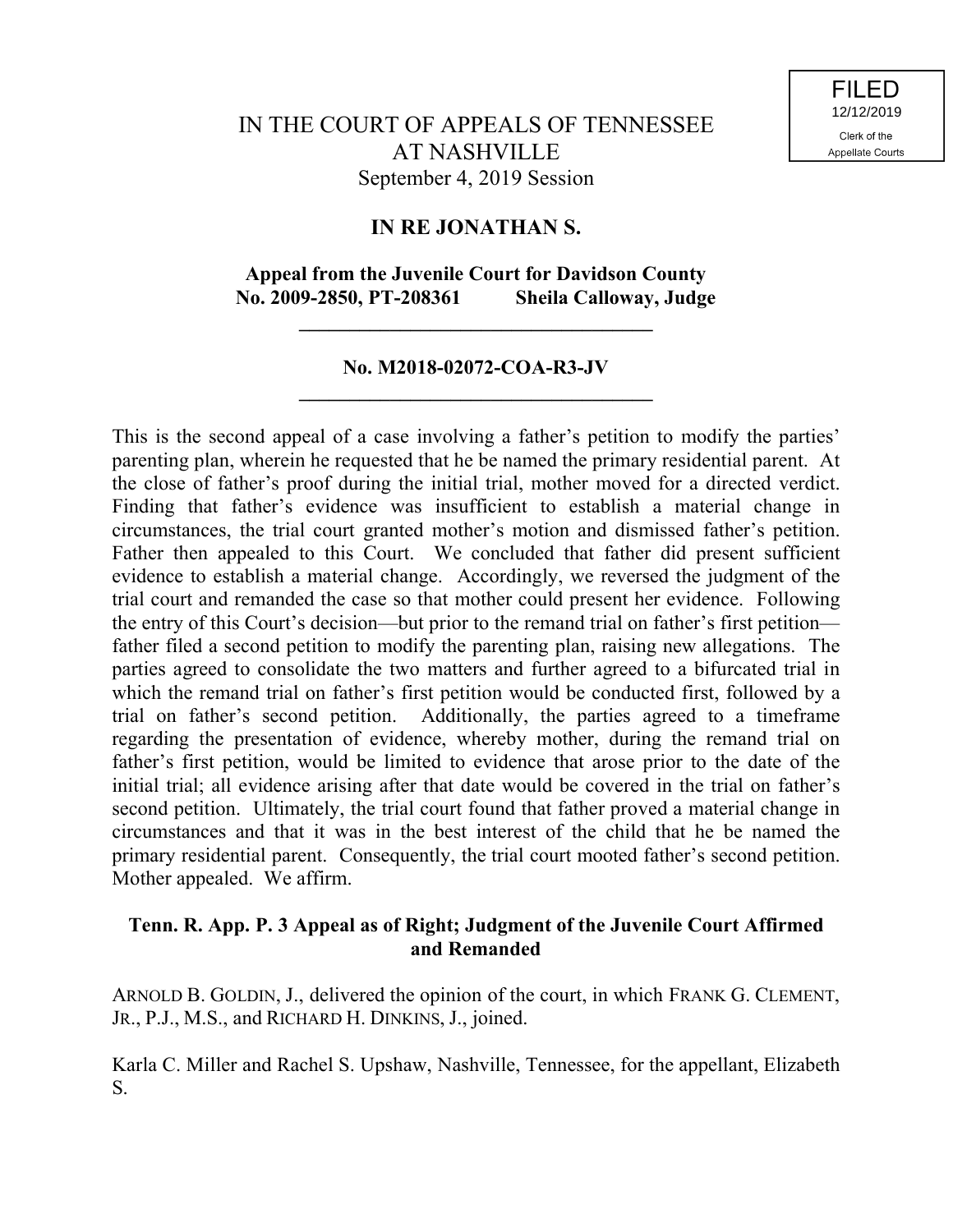FILED
12/12/2019
Clerk of the
Appellate Courts

IN THE COURT OF APPEALS OF TENNESSEE
AT NASHVILLE
September 4, 2019 Session

**IN RE JONATHAN S.**

**Appeal from the Juvenile Court for Davidson County
No. 2009-2850, PT-208361 Sheila Calloway, Judge**

---

**No. M2018-02072-COA-R3-JV**

---

This is the second appeal of a case involving a father's petition to modify the parties' parenting plan, wherein he requested that he be named the primary residential parent. At the close of father's proof during the initial trial, mother moved for a directed verdict. Finding that father's evidence was insufficient to establish a material change in circumstances, the trial court granted mother's motion and dismissed father's petition. Father then appealed to this Court. We concluded that father did present sufficient evidence to establish a material change. Accordingly, we reversed the judgment of the trial court and remanded the case so that mother could present her evidence. Following the entry of this Court's decision—but prior to the remand trial on father's first petition—father filed a second petition to modify the parenting plan, raising new allegations. The parties agreed to consolidate the two matters and further agreed to a bifurcated trial in which the remand trial on father's first petition would be conducted first, followed by a trial on father's second petition. Additionally, the parties agreed to a timeframe regarding the presentation of evidence, whereby mother, during the remand trial on father's first petition, would be limited to evidence that arose prior to the date of the initial trial; all evidence arising after that date would be covered in the trial on father's second petition. Ultimately, the trial court found that father proved a material change in circumstances and that it was in the best interest of the child that he be named the primary residential parent. Consequently, the trial court mooted father's second petition. Mother appealed. We affirm.

**Tenn. R. App. P. 3 Appeal as of Right; Judgment of the Juvenile Court Affirmed and Remanded**

ARNOLD B. GOLDIN, J., delivered the opinion of the court, in which FRANK G. CLEMENT, JR., P.J., M.S., and RICHARD H. DINKINS, J., joined.

Karla C. Miller and Rachel S. Upshaw, Nashville, Tennessee, for the appellant, Elizabeth S.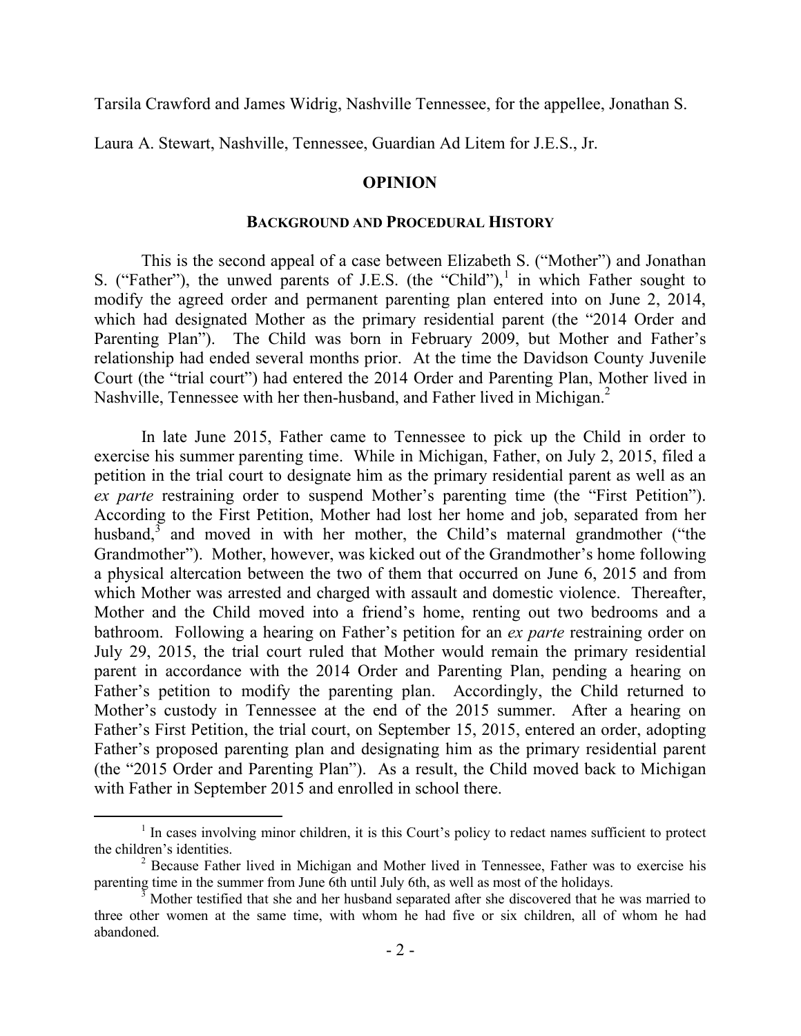Tarsila Crawford and James Widrig, Nashville Tennessee, for the appellee, Jonathan S.

Laura A. Stewart, Nashville, Tennessee, Guardian Ad Litem for J.E.S., Jr.

## OPINION

### BACKGROUND AND PROCEDURAL HISTORY

This is the second appeal of a case between Elizabeth S. ("Mother") and Jonathan S. ("Father"), the unwed parents of J.E.S. (the "Child"),[1] in which Father sought to modify the agreed order and permanent parenting plan entered into on June 2, 2014, which had designated Mother as the primary residential parent (the "2014 Order and Parenting Plan"). The Child was born in February 2009, but Mother and Father's relationship had ended several months prior. At the time the Davidson County Juvenile Court (the "trial court") had entered the 2014 Order and Parenting Plan, Mother lived in Nashville, Tennessee with her then-husband, and Father lived in Michigan.[2]

In late June 2015, Father came to Tennessee to pick up the Child in order to exercise his summer parenting time. While in Michigan, Father, on July 2, 2015, filed a petition in the trial court to designate him as the primary residential parent as well as an *ex parte* restraining order to suspend Mother's parenting time (the "First Petition"). According to the First Petition, Mother had lost her home and job, separated from her husband,[3] and moved in with her mother, the Child's maternal grandmother ("the Grandmother"). Mother, however, was kicked out of the Grandmother's home following a physical altercation between the two of them that occurred on June 6, 2015 and from which Mother was arrested and charged with assault and domestic violence. Thereafter, Mother and the Child moved into a friend's home, renting out two bedrooms and a bathroom. Following a hearing on Father's petition for an *ex parte* restraining order on July 29, 2015, the trial court ruled that Mother would remain the primary residential parent in accordance with the 2014 Order and Parenting Plan, pending a hearing on Father's petition to modify the parenting plan. Accordingly, the Child returned to Mother's custody in Tennessee at the end of the 2015 summer. After a hearing on Father's First Petition, the trial court, on September 15, 2015, entered an order, adopting Father's proposed parenting plan and designating him as the primary residential parent (the "2015 Order and Parenting Plan"). As a result, the Child moved back to Michigan with Father in September 2015 and enrolled in school there.

---

[1] In cases involving minor children, it is this Court's policy to redact names sufficient to protect the children's identities.

[2] Because Father lived in Michigan and Mother lived in Tennessee, Father was to exercise his parenting time in the summer from June 6th until July 6th, as well as most of the holidays.

[3] Mother testified that she and her husband separated after she discovered that he was married to three other women at the same time, with whom he had five or six children, all of whom he had abandoned.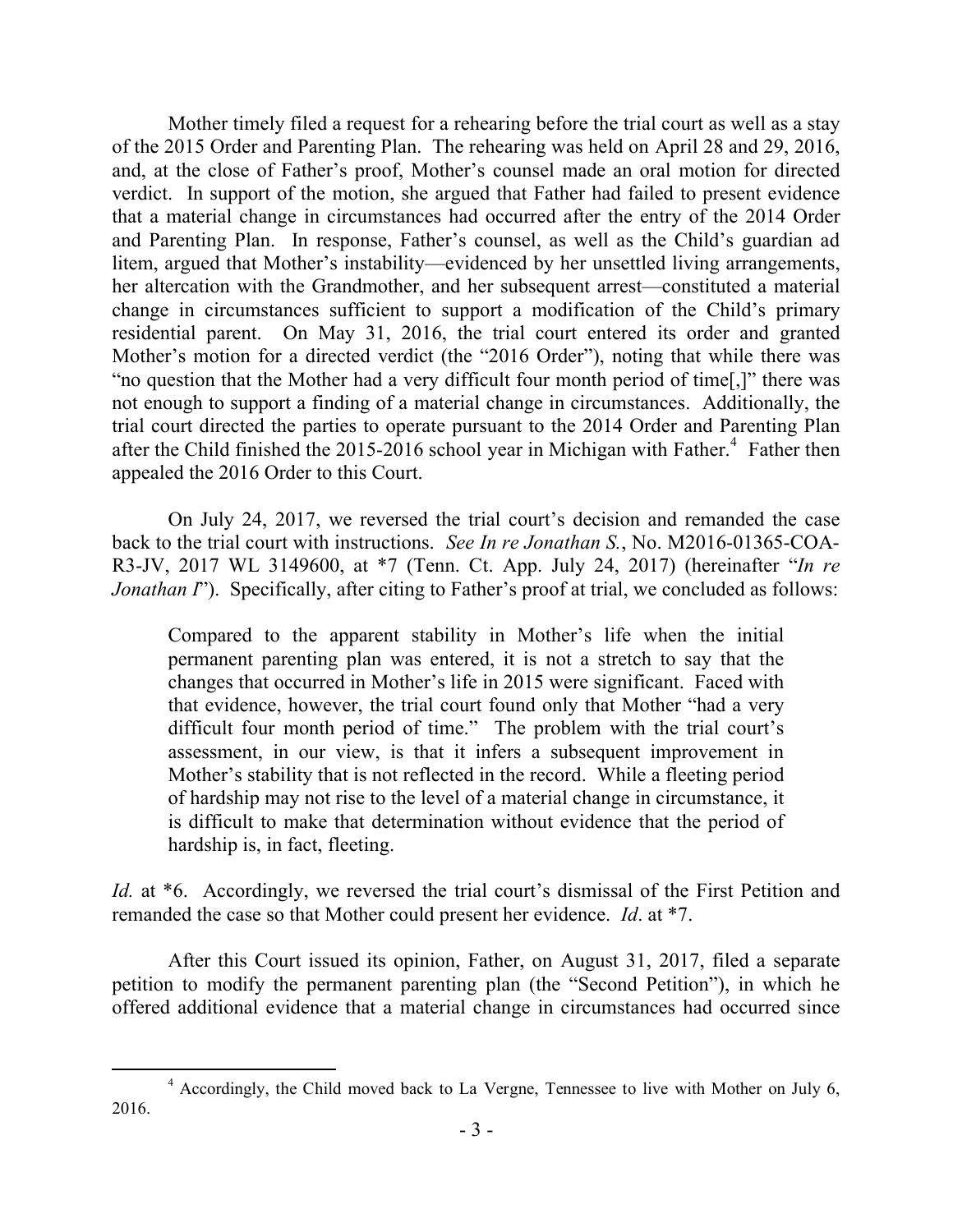Mother timely filed a request for a rehearing before the trial court as well as a stay of the 2015 Order and Parenting Plan. The rehearing was held on April 28 and 29, 2016, and, at the close of Father's proof, Mother's counsel made an oral motion for directed verdict. In support of the motion, she argued that Father had failed to present evidence that a material change in circumstances had occurred after the entry of the 2014 Order and Parenting Plan. In response, Father's counsel, as well as the Child's guardian ad litem, argued that Mother's instability—evidenced by her unsettled living arrangements, her altercation with the Grandmother, and her subsequent arrest—constituted a material change in circumstances sufficient to support a modification of the Child's primary residential parent. On May 31, 2016, the trial court entered its order and granted Mother's motion for a directed verdict (the "2016 Order"), noting that while there was "no question that the Mother had a very difficult four month period of time[,]" there was not enough to support a finding of a material change in circumstances. Additionally, the trial court directed the parties to operate pursuant to the 2014 Order and Parenting Plan after the Child finished the 2015-2016 school year in Michigan with Father.[4] Father then appealed the 2016 Order to this Court.

On July 24, 2017, we reversed the trial court's decision and remanded the case back to the trial court with instructions. *See In re Jonathan S.*, No. M2016-01365-COA-R3-JV, 2017 WL 3149600, at *7 (Tenn. Ct. App. July 24, 2017) (hereinafter "*In re Jonathan I*"). Specifically, after citing to Father's proof at trial, we concluded as follows:

> Compared to the apparent stability in Mother's life when the initial permanent parenting plan was entered, it is not a stretch to say that the changes that occurred in Mother's life in 2015 were significant. Faced with that evidence, however, the trial court found only that Mother "had a very difficult four month period of time." The problem with the trial court's assessment, in our view, is that it infers a subsequent improvement in Mother's stability that is not reflected in the record. While a fleeting period of hardship may not rise to the level of a material change in circumstance, it is difficult to make that determination without evidence that the period of hardship is, in fact, fleeting.

*Id.* at *6. Accordingly, we reversed the trial court's dismissal of the First Petition and remanded the case so that Mother could present her evidence. *Id*. at *7.

After this Court issued its opinion, Father, on August 31, 2017, filed a separate petition to modify the permanent parenting plan (the "Second Petition"), in which he offered additional evidence that a material change in circumstances had occurred since

[4] Accordingly, the Child moved back to La Vergne, Tennessee to live with Mother on July 6, 2016.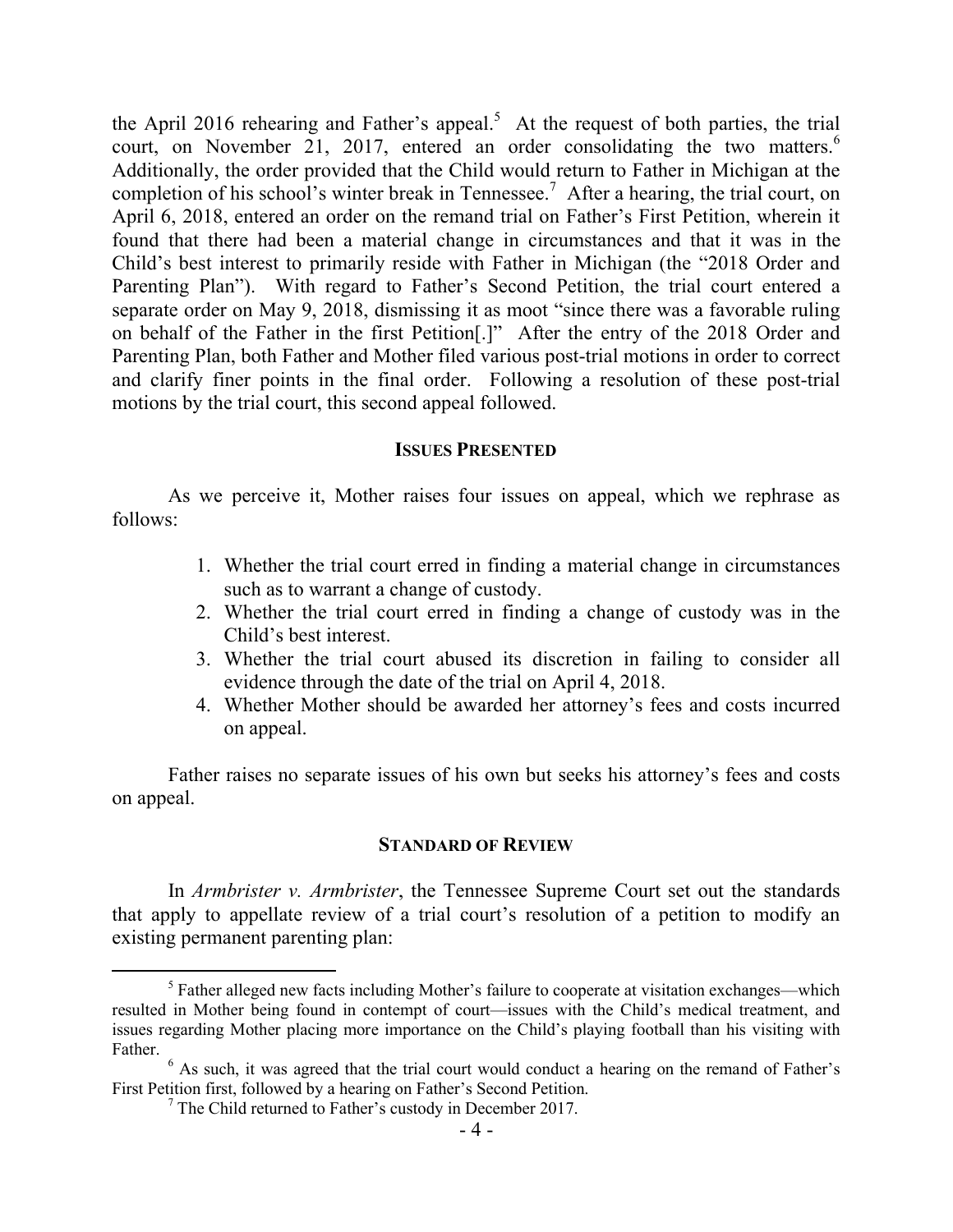the April 2016 rehearing and Father's appeal.[5] At the request of both parties, the trial court, on November 21, 2017, entered an order consolidating the two matters.[6] Additionally, the order provided that the Child would return to Father in Michigan at the completion of his school's winter break in Tennessee.[7] After a hearing, the trial court, on April 6, 2018, entered an order on the remand trial on Father's First Petition, wherein it found that there had been a material change in circumstances and that it was in the Child's best interest to primarily reside with Father in Michigan (the "2018 Order and Parenting Plan"). With regard to Father's Second Petition, the trial court entered a separate order on May 9, 2018, dismissing it as moot "since there was a favorable ruling on behalf of the Father in the first Petition[.]" After the entry of the 2018 Order and Parenting Plan, both Father and Mother filed various post-trial motions in order to correct and clarify finer points in the final order. Following a resolution of these post-trial motions by the trial court, this second appeal followed.

## ISSUES PRESENTED

As we perceive it, Mother raises four issues on appeal, which we rephrase as follows:

1. Whether the trial court erred in finding a material change in circumstances such as to warrant a change of custody.
2. Whether the trial court erred in finding a change of custody was in the Child's best interest.
3. Whether the trial court abused its discretion in failing to consider all evidence through the date of the trial on April 4, 2018.
4. Whether Mother should be awarded her attorney's fees and costs incurred on appeal.

Father raises no separate issues of his own but seeks his attorney's fees and costs on appeal.

## STANDARD OF REVIEW

In *Armbrister v. Armbrister*, the Tennessee Supreme Court set out the standards that apply to appellate review of a trial court's resolution of a petition to modify an existing permanent parenting plan:

---

[5] Father alleged new facts including Mother's failure to cooperate at visitation exchanges—which resulted in Mother being found in contempt of court—issues with the Child's medical treatment, and issues regarding Mother placing more importance on the Child's playing football than his visiting with Father.

[6] As such, it was agreed that the trial court would conduct a hearing on the remand of Father's First Petition first, followed by a hearing on Father's Second Petition.

[7] The Child returned to Father's custody in December 2017.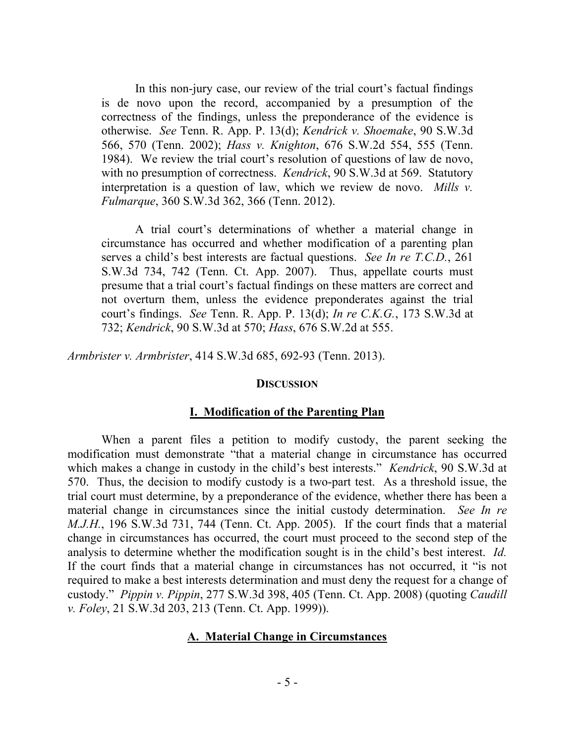> In this non-jury case, our review of the trial court's factual findings is de novo upon the record, accompanied by a presumption of the correctness of the findings, unless the preponderance of the evidence is otherwise. *See* Tenn. R. App. P. 13(d); *Kendrick v. Shoemake*, 90 S.W.3d 566, 570 (Tenn. 2002); *Hass v. Knighton*, 676 S.W.2d 554, 555 (Tenn. 1984). We review the trial court's resolution of questions of law de novo, with no presumption of correctness. *Kendrick*, 90 S.W.3d at 569. Statutory interpretation is a question of law, which we review de novo. *Mills v. Fulmarque*, 360 S.W.3d 362, 366 (Tenn. 2012).
>
> A trial court's determinations of whether a material change in circumstance has occurred and whether modification of a parenting plan serves a child's best interests are factual questions. *See In re T.C.D.*, 261 S.W.3d 734, 742 (Tenn. Ct. App. 2007). Thus, appellate courts must presume that a trial court's factual findings on these matters are correct and not overturn them, unless the evidence preponderates against the trial court's findings. *See* Tenn. R. App. P. 13(d); *In re C.K.G.*, 173 S.W.3d at 732; *Kendrick*, 90 S.W.3d at 570; *Hass*, 676 S.W.2d at 555.

*Armbrister v. Armbrister*, 414 S.W.3d 685, 692-93 (Tenn. 2013).

## DISCUSSION

### I. Modification of the Parenting Plan

When a parent files a petition to modify custody, the parent seeking the modification must demonstrate "that a material change in circumstance has occurred which makes a change in custody in the child's best interests." *Kendrick*, 90 S.W.3d at 570. Thus, the decision to modify custody is a two-part test. As a threshold issue, the trial court must determine, by a preponderance of the evidence, whether there has been a material change in circumstances since the initial custody determination. *See In re M.J.H.*, 196 S.W.3d 731, 744 (Tenn. Ct. App. 2005). If the court finds that a material change in circumstances has occurred, the court must proceed to the second step of the analysis to determine whether the modification sought is in the child's best interest. *Id.* If the court finds that a material change in circumstances has not occurred, it "is not required to make a best interests determination and must deny the request for a change of custody." *Pippin v. Pippin*, 277 S.W.3d 398, 405 (Tenn. Ct. App. 2008) (quoting *Caudill v. Foley*, 21 S.W.3d 203, 213 (Tenn. Ct. App. 1999)).

#### A. Material Change in Circumstances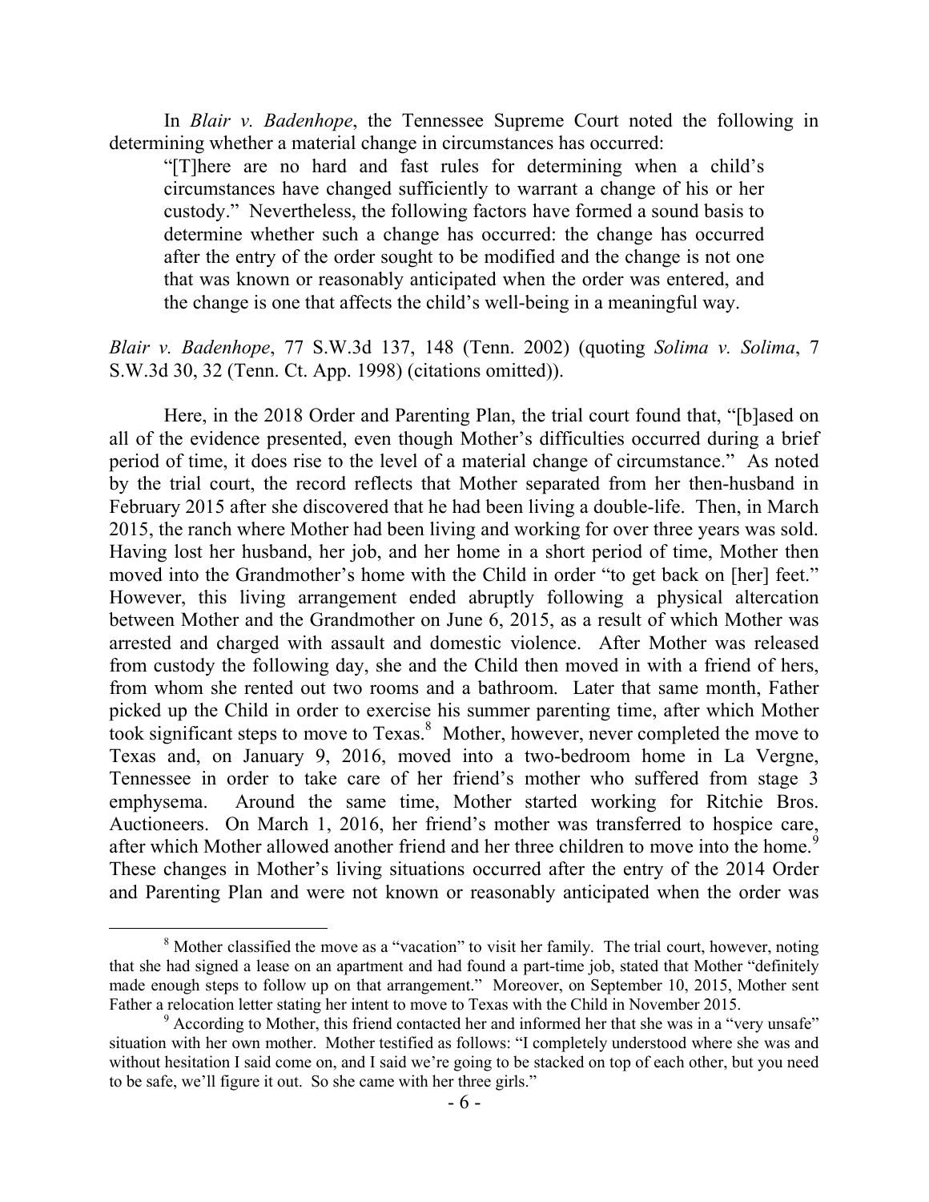In *Blair v. Badenhope*, the Tennessee Supreme Court noted the following in determining whether a material change in circumstances has occurred:

> "[T]here are no hard and fast rules for determining when a child's circumstances have changed sufficiently to warrant a change of his or her custody." Nevertheless, the following factors have formed a sound basis to determine whether such a change has occurred: the change has occurred after the entry of the order sought to be modified and the change is not one that was known or reasonably anticipated when the order was entered, and the change is one that affects the child's well-being in a meaningful way.

*Blair v. Badenhope*, 77 S.W.3d 137, 148 (Tenn. 2002) (quoting *Solima v. Solima*, 7 S.W.3d 30, 32 (Tenn. Ct. App. 1998) (citations omitted)).

Here, in the 2018 Order and Parenting Plan, the trial court found that, "[b]ased on all of the evidence presented, even though Mother's difficulties occurred during a brief period of time, it does rise to the level of a material change of circumstance." As noted by the trial court, the record reflects that Mother separated from her then-husband in February 2015 after she discovered that he had been living a double-life. Then, in March 2015, the ranch where Mother had been living and working for over three years was sold. Having lost her husband, her job, and her home in a short period of time, Mother then moved into the Grandmother's home with the Child in order "to get back on [her] feet." However, this living arrangement ended abruptly following a physical altercation between Mother and the Grandmother on June 6, 2015, as a result of which Mother was arrested and charged with assault and domestic violence. After Mother was released from custody the following day, she and the Child then moved in with a friend of hers, from whom she rented out two rooms and a bathroom. Later that same month, Father picked up the Child in order to exercise his summer parenting time, after which Mother took significant steps to move to Texas.[8] Mother, however, never completed the move to Texas and, on January 9, 2016, moved into a two-bedroom home in La Vergne, Tennessee in order to take care of her friend's mother who suffered from stage 3 emphysema. Around the same time, Mother started working for Ritchie Bros. Auctioneers. On March 1, 2016, her friend's mother was transferred to hospice care, after which Mother allowed another friend and her three children to move into the home.[9] These changes in Mother's living situations occurred after the entry of the 2014 Order and Parenting Plan and were not known or reasonably anticipated when the order was

---

[8] Mother classified the move as a "vacation" to visit her family. The trial court, however, noting that she had signed a lease on an apartment and had found a part-time job, stated that Mother "definitely made enough steps to follow up on that arrangement." Moreover, on September 10, 2015, Mother sent Father a relocation letter stating her intent to move to Texas with the Child in November 2015.

[9] According to Mother, this friend contacted her and informed her that she was in a "very unsafe" situation with her own mother. Mother testified as follows: "I completely understood where she was and without hesitation I said come on, and I said we're going to be stacked on top of each other, but you need to be safe, we'll figure it out. So she came with her three girls."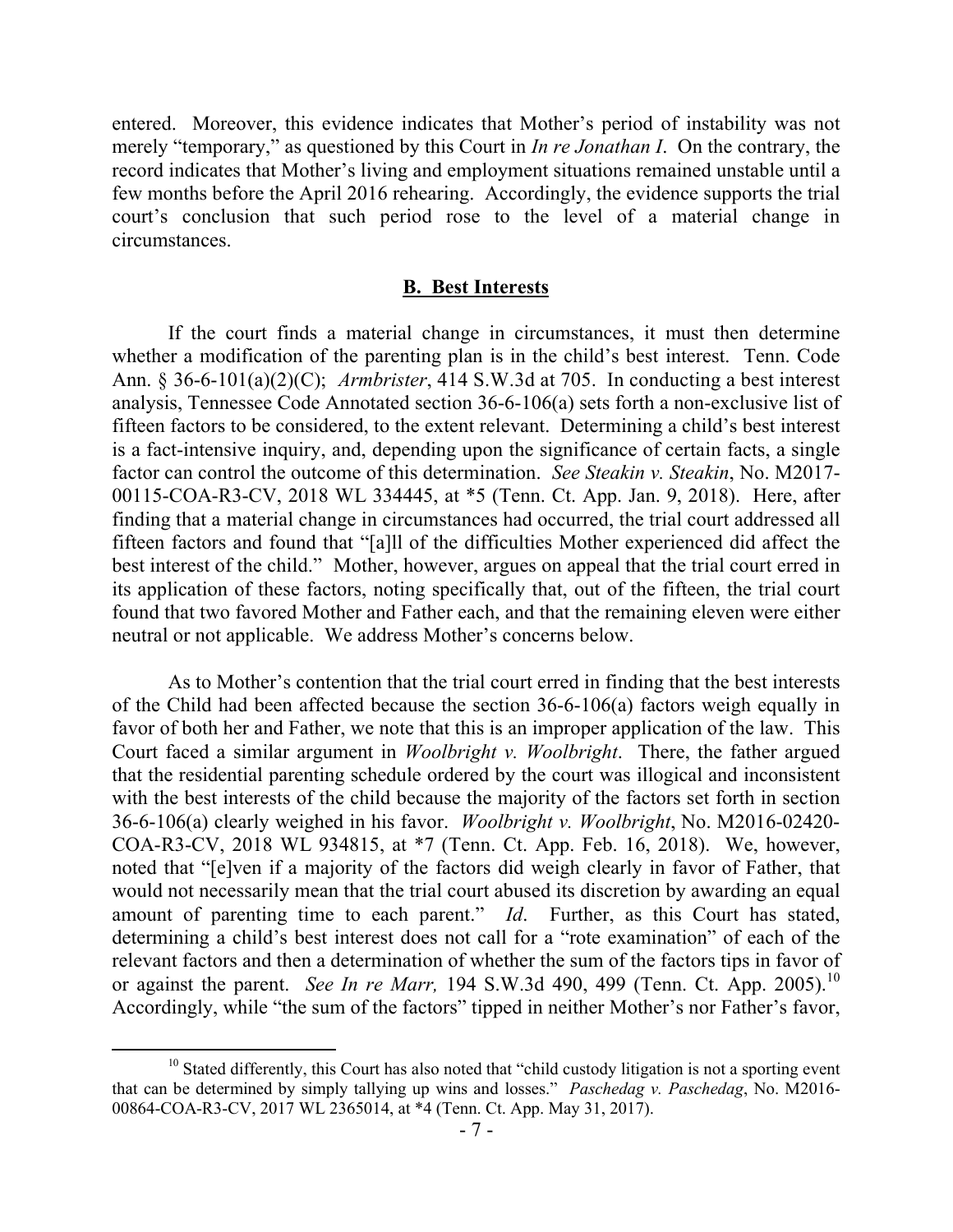entered. Moreover, this evidence indicates that Mother's period of instability was not merely "temporary," as questioned by this Court in *In re Jonathan I*. On the contrary, the record indicates that Mother's living and employment situations remained unstable until a few months before the April 2016 rehearing. Accordingly, the evidence supports the trial court's conclusion that such period rose to the level of a material change in circumstances.

## **B. Best Interests**

If the court finds a material change in circumstances, it must then determine whether a modification of the parenting plan is in the child's best interest. Tenn. Code Ann. § 36-6-101(a)(2)(C); *Armbrister*, 414 S.W.3d at 705. In conducting a best interest analysis, Tennessee Code Annotated section 36-6-106(a) sets forth a non-exclusive list of fifteen factors to be considered, to the extent relevant. Determining a child's best interest is a fact-intensive inquiry, and, depending upon the significance of certain facts, a single factor can control the outcome of this determination. *See Steakin v. Steakin*, No. M2017-00115-COA-R3-CV, 2018 WL 334445, at \*5 (Tenn. Ct. App. Jan. 9, 2018). Here, after finding that a material change in circumstances had occurred, the trial court addressed all fifteen factors and found that "[a]ll of the difficulties Mother experienced did affect the best interest of the child." Mother, however, argues on appeal that the trial court erred in its application of these factors, noting specifically that, out of the fifteen, the trial court found that two favored Mother and Father each, and that the remaining eleven were either neutral or not applicable. We address Mother's concerns below.

As to Mother's contention that the trial court erred in finding that the best interests of the Child had been affected because the section 36-6-106(a) factors weigh equally in favor of both her and Father, we note that this is an improper application of the law. This Court faced a similar argument in *Woolbright v. Woolbright*. There, the father argued that the residential parenting schedule ordered by the court was illogical and inconsistent with the best interests of the child because the majority of the factors set forth in section 36-6-106(a) clearly weighed in his favor. *Woolbright v. Woolbright*, No. M2016-02420-COA-R3-CV, 2018 WL 934815, at \*7 (Tenn. Ct. App. Feb. 16, 2018). We, however, noted that "[e]ven if a majority of the factors did weigh clearly in favor of Father, that would not necessarily mean that the trial court abused its discretion by awarding an equal amount of parenting time to each parent." *Id*. Further, as this Court has stated, determining a child's best interest does not call for a "rote examination" of each of the relevant factors and then a determination of whether the sum of the factors tips in favor of or against the parent. *See In re Marr,* 194 S.W.3d 490, 499 (Tenn. Ct. App. 2005).[10] Accordingly, while "the sum of the factors" tipped in neither Mother's nor Father's favor,

---

[10] Stated differently, this Court has also noted that "child custody litigation is not a sporting event that can be determined by simply tallying up wins and losses." *Paschedag v. Paschedag*, No. M2016-00864-COA-R3-CV, 2017 WL 2365014, at \*4 (Tenn. Ct. App. May 31, 2017).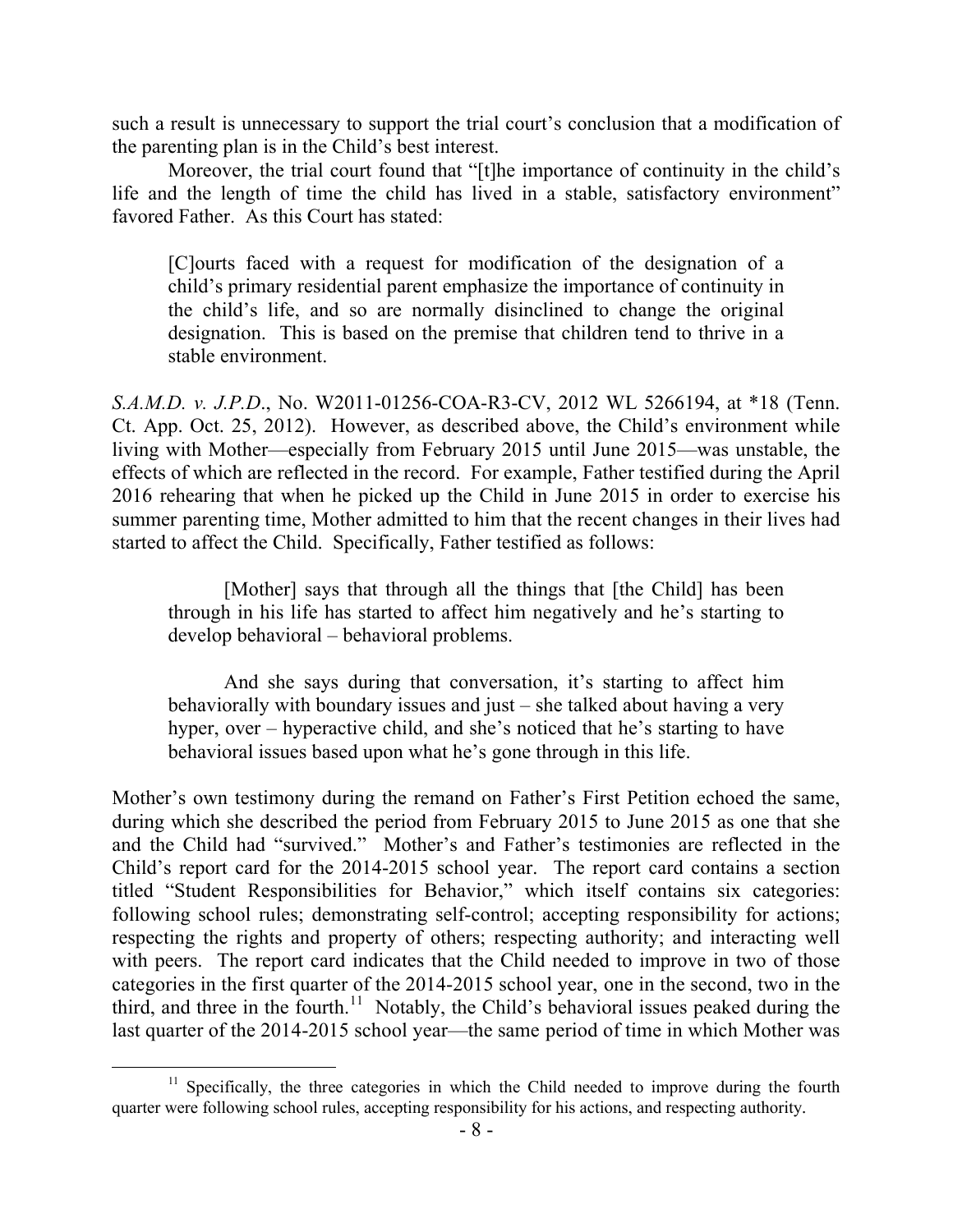such a result is unnecessary to support the trial court's conclusion that a modification of the parenting plan is in the Child's best interest.

Moreover, the trial court found that "[t]he importance of continuity in the child's life and the length of time the child has lived in a stable, satisfactory environment" favored Father. As this Court has stated:

> [C]ourts faced with a request for modification of the designation of a child's primary residential parent emphasize the importance of continuity in the child's life, and so are normally disinclined to change the original designation. This is based on the premise that children tend to thrive in a stable environment.

*S.A.M.D. v. J.P.D.*, No. W2011-01256-COA-R3-CV, 2012 WL 5266194, at *18 (Tenn. Ct. App. Oct. 25, 2012). However, as described above, the Child's environment while living with Mother—especially from February 2015 until June 2015—was unstable, the effects of which are reflected in the record. For example, Father testified during the April 2016 rehearing that when he picked up the Child in June 2015 in order to exercise his summer parenting time, Mother admitted to him that the recent changes in their lives had started to affect the Child. Specifically, Father testified as follows:

> [Mother] says that through all the things that [the Child] has been through in his life has started to affect him negatively and he's starting to develop behavioral – behavioral problems.
>
> And she says during that conversation, it's starting to affect him behaviorally with boundary issues and just – she talked about having a very hyper, over – hyperactive child, and she's noticed that he's starting to have behavioral issues based upon what he's gone through in this life.

Mother's own testimony during the remand on Father's First Petition echoed the same, during which she described the period from February 2015 to June 2015 as one that she and the Child had "survived." Mother's and Father's testimonies are reflected in the Child's report card for the 2014-2015 school year. The report card contains a section titled "Student Responsibilities for Behavior," which itself contains six categories: following school rules; demonstrating self-control; accepting responsibility for actions; respecting the rights and property of others; respecting authority; and interacting well with peers. The report card indicates that the Child needed to improve in two of those categories in the first quarter of the 2014-2015 school year, one in the second, two in the third, and three in the fourth.[11] Notably, the Child's behavioral issues peaked during the last quarter of the 2014-2015 school year—the same period of time in which Mother was

[11] Specifically, the three categories in which the Child needed to improve during the fourth quarter were following school rules, accepting responsibility for his actions, and respecting authority.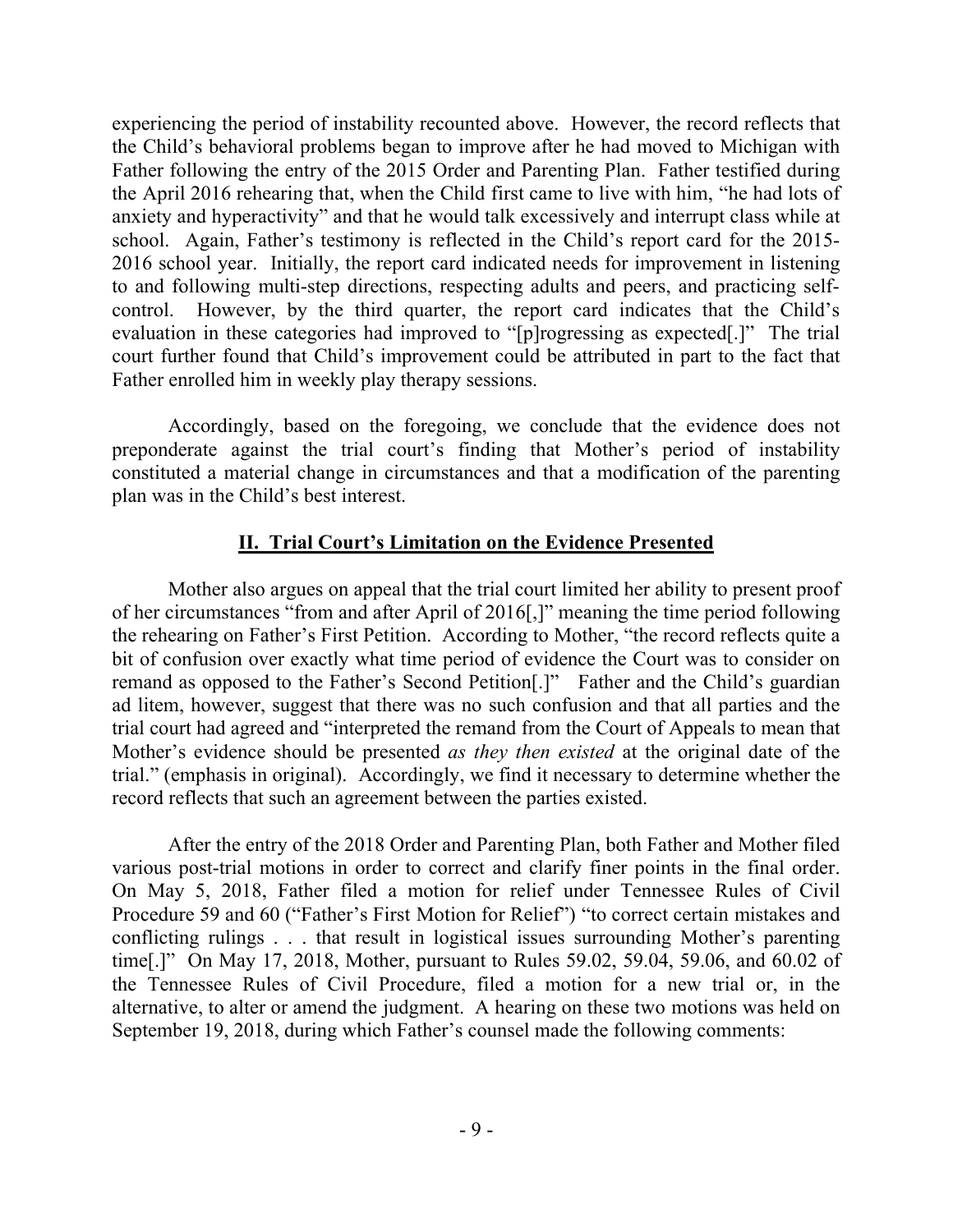experiencing the period of instability recounted above. However, the record reflects that the Child's behavioral problems began to improve after he had moved to Michigan with Father following the entry of the 2015 Order and Parenting Plan. Father testified during the April 2016 rehearing that, when the Child first came to live with him, "he had lots of anxiety and hyperactivity" and that he would talk excessively and interrupt class while at school. Again, Father's testimony is reflected in the Child's report card for the 2015-2016 school year. Initially, the report card indicated needs for improvement in listening to and following multi-step directions, respecting adults and peers, and practicing self-control. However, by the third quarter, the report card indicates that the Child's evaluation in these categories had improved to "[p]rogressing as expected[.]" The trial court further found that Child's improvement could be attributed in part to the fact that Father enrolled him in weekly play therapy sessions.

Accordingly, based on the foregoing, we conclude that the evidence does not preponderate against the trial court's finding that Mother's period of instability constituted a material change in circumstances and that a modification of the parenting plan was in the Child's best interest.

## **II. Trial Court's Limitation on the Evidence Presented**

Mother also argues on appeal that the trial court limited her ability to present proof of her circumstances "from and after April of 2016[,]" meaning the time period following the rehearing on Father's First Petition. According to Mother, "the record reflects quite a bit of confusion over exactly what time period of evidence the Court was to consider on remand as opposed to the Father's Second Petition[.]" Father and the Child's guardian ad litem, however, suggest that there was no such confusion and that all parties and the trial court had agreed and "interpreted the remand from the Court of Appeals to mean that Mother's evidence should be presented *as they then existed* at the original date of the trial." (emphasis in original). Accordingly, we find it necessary to determine whether the record reflects that such an agreement between the parties existed.

After the entry of the 2018 Order and Parenting Plan, both Father and Mother filed various post-trial motions in order to correct and clarify finer points in the final order. On May 5, 2018, Father filed a motion for relief under Tennessee Rules of Civil Procedure 59 and 60 ("Father's First Motion for Relief") "to correct certain mistakes and conflicting rulings . . . that result in logistical issues surrounding Mother's parenting time[.]" On May 17, 2018, Mother, pursuant to Rules 59.02, 59.04, 59.06, and 60.02 of the Tennessee Rules of Civil Procedure, filed a motion for a new trial or, in the alternative, to alter or amend the judgment. A hearing on these two motions was held on September 19, 2018, during which Father's counsel made the following comments: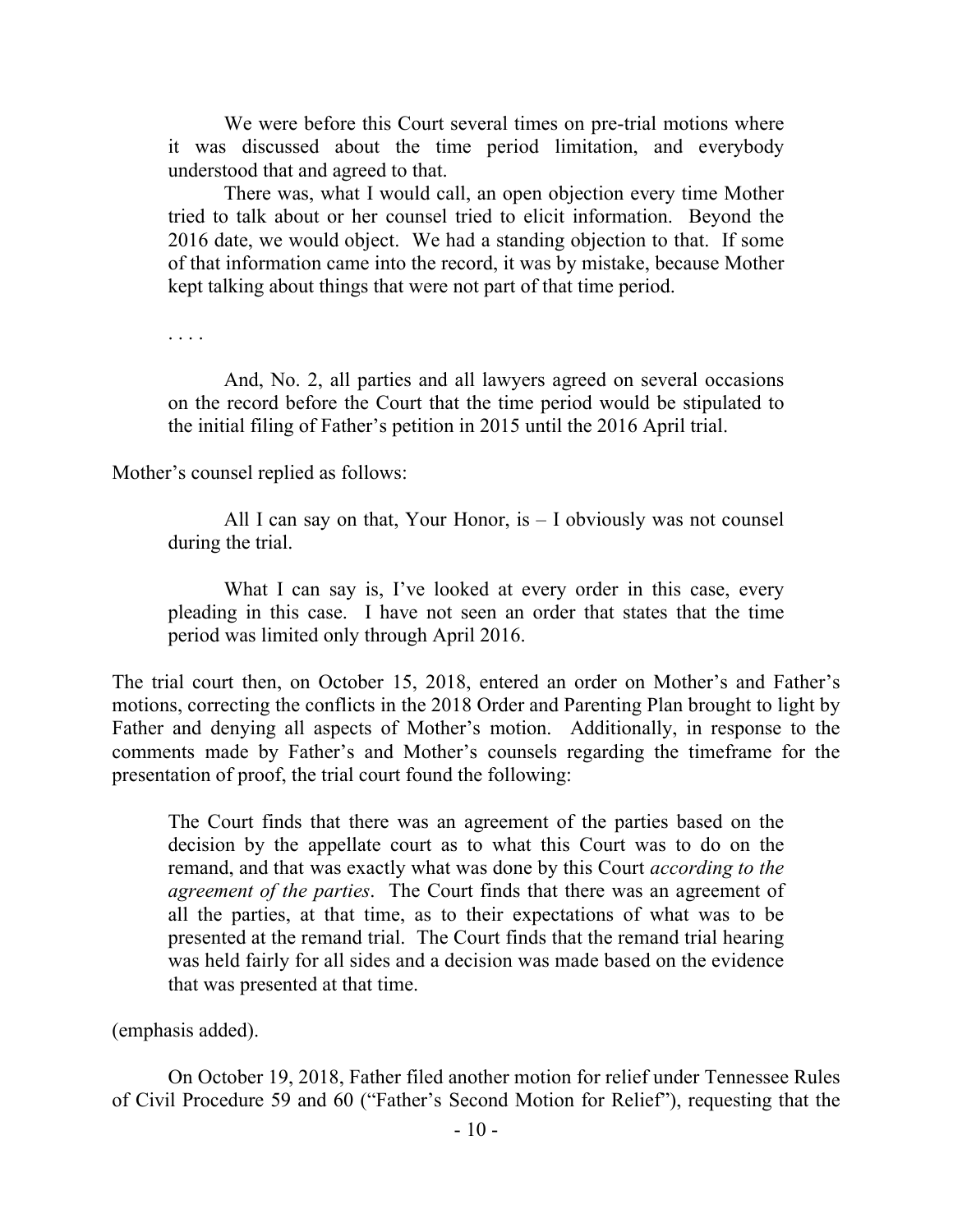> We were before this Court several times on pre-trial motions where it was discussed about the time period limitation, and everybody understood that and agreed to that.
>
> There was, what I would call, an open objection every time Mother tried to talk about or her counsel tried to elicit information. Beyond the 2016 date, we would object. We had a standing objection to that. If some of that information came into the record, it was by mistake, because Mother kept talking about things that were not part of that time period.
>
> . . . .
>
> And, No. 2, all parties and all lawyers agreed on several occasions on the record before the Court that the time period would be stipulated to the initial filing of Father's petition in 2015 until the 2016 April trial.

Mother's counsel replied as follows:

> All I can say on that, Your Honor, is – I obviously was not counsel during the trial.
>
> What I can say is, I've looked at every order in this case, every pleading in this case. I have not seen an order that states that the time period was limited only through April 2016.

The trial court then, on October 15, 2018, entered an order on Mother's and Father's motions, correcting the conflicts in the 2018 Order and Parenting Plan brought to light by Father and denying all aspects of Mother's motion. Additionally, in response to the comments made by Father's and Mother's counsels regarding the timeframe for the presentation of proof, the trial court found the following:

> The Court finds that there was an agreement of the parties based on the decision by the appellate court as to what this Court was to do on the remand, and that was exactly what was done by this Court *according to the agreement of the parties*. The Court finds that there was an agreement of all the parties, at that time, as to their expectations of what was to be presented at the remand trial. The Court finds that the remand trial hearing was held fairly for all sides and a decision was made based on the evidence that was presented at that time.

(emphasis added).

On October 19, 2018, Father filed another motion for relief under Tennessee Rules of Civil Procedure 59 and 60 ("Father's Second Motion for Relief"), requesting that the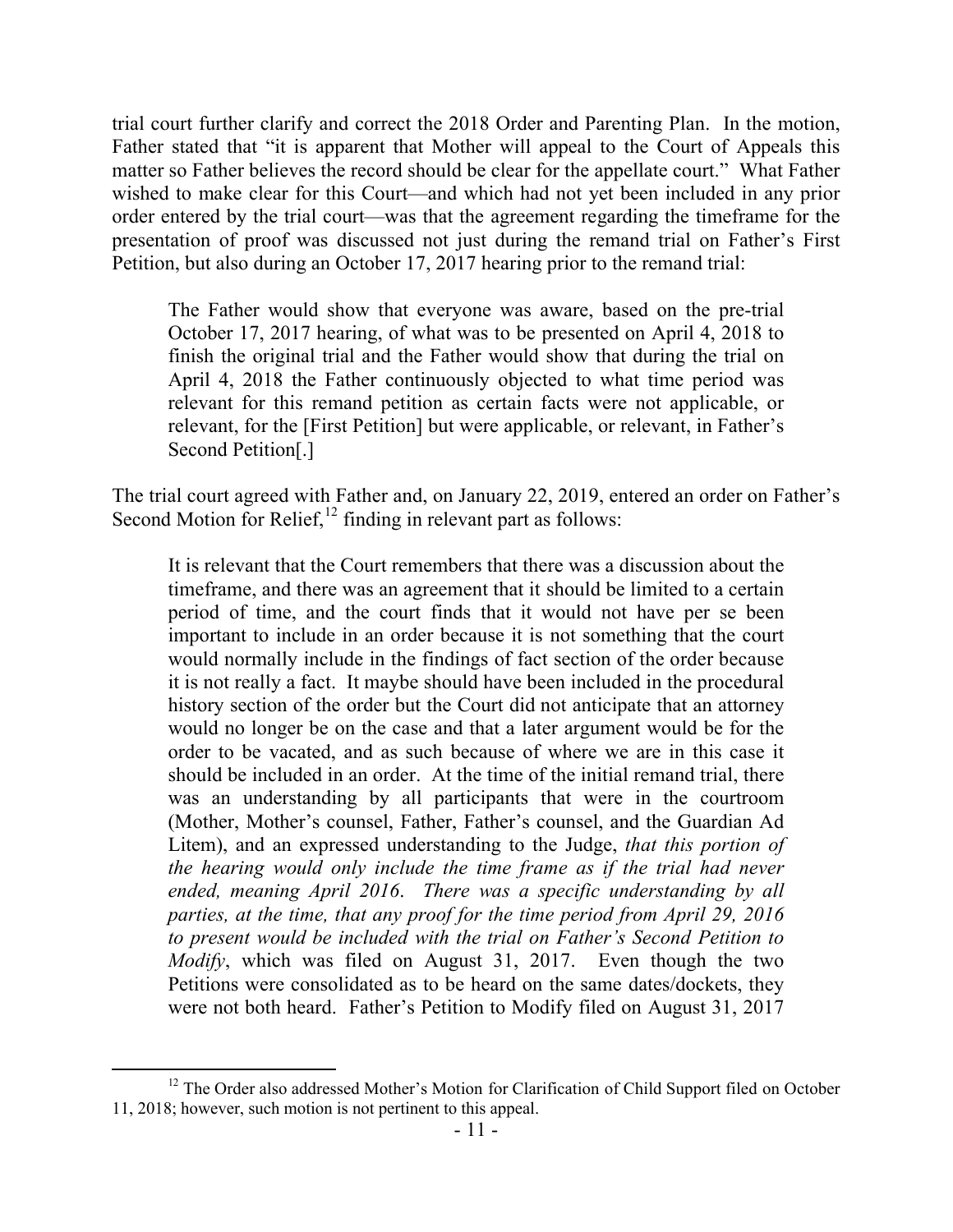trial court further clarify and correct the 2018 Order and Parenting Plan. In the motion, Father stated that "it is apparent that Mother will appeal to the Court of Appeals this matter so Father believes the record should be clear for the appellate court." What Father wished to make clear for this Court—and which had not yet been included in any prior order entered by the trial court—was that the agreement regarding the timeframe for the presentation of proof was discussed not just during the remand trial on Father's First Petition, but also during an October 17, 2017 hearing prior to the remand trial:

> The Father would show that everyone was aware, based on the pre-trial October 17, 2017 hearing, of what was to be presented on April 4, 2018 to finish the original trial and the Father would show that during the trial on April 4, 2018 the Father continuously objected to what time period was relevant for this remand petition as certain facts were not applicable, or relevant, for the [First Petition] but were applicable, or relevant, in Father's Second Petition[.]

The trial court agreed with Father and, on January 22, 2019, entered an order on Father's Second Motion for Relief,[12] finding in relevant part as follows:

> It is relevant that the Court remembers that there was a discussion about the timeframe, and there was an agreement that it should be limited to a certain period of time, and the court finds that it would not have per se been important to include in an order because it is not something that the court would normally include in the findings of fact section of the order because it is not really a fact. It maybe should have been included in the procedural history section of the order but the Court did not anticipate that an attorney would no longer be on the case and that a later argument would be for the order to be vacated, and as such because of where we are in this case it should be included in an order. At the time of the initial remand trial, there was an understanding by all participants that were in the courtroom (Mother, Mother's counsel, Father, Father's counsel, and the Guardian Ad Litem), and an expressed understanding to the Judge, *that this portion of the hearing would only include the time frame as if the trial had never ended, meaning April 2016. There was a specific understanding by all parties, at the time, that any proof for the time period from April 29, 2016 to present would be included with the trial on Father's Second Petition to Modify*, which was filed on August 31, 2017. Even though the two Petitions were consolidated as to be heard on the same dates/dockets, they were not both heard. Father's Petition to Modify filed on August 31, 2017

[12] The Order also addressed Mother's Motion for Clarification of Child Support filed on October 11, 2018; however, such motion is not pertinent to this appeal.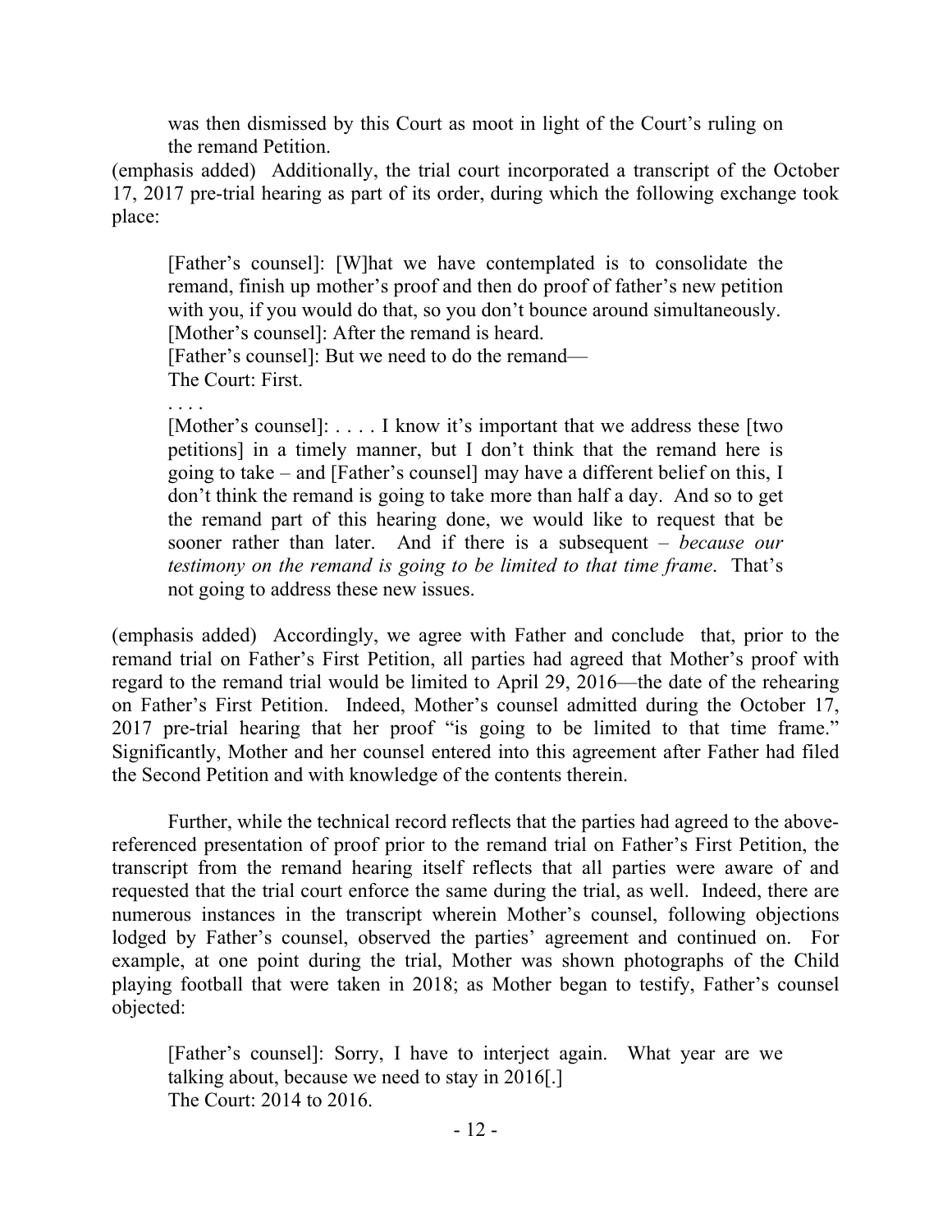> was then dismissed by this Court as moot in light of the Court's ruling on the remand Petition.

(emphasis added) Additionally, the trial court incorporated a transcript of the October 17, 2017 pre-trial hearing as part of its order, during which the following exchange took place:

> [Father's counsel]: [W]hat we have contemplated is to consolidate the remand, finish up mother's proof and then do proof of father's new petition with you, if you would do that, so you don't bounce around simultaneously.
>
> [Mother's counsel]: After the remand is heard.
>
> [Father's counsel]: But we need to do the remand—
>
> The Court: First.
>
> . . . .
>
> [Mother's counsel]: . . . . I know it's important that we address these [two petitions] in a timely manner, but I don't think that the remand here is going to take – and [Father's counsel] may have a different belief on this, I don't think the remand is going to take more than half a day. And so to get the remand part of this hearing done, we would like to request that be sooner rather than later. And if there is a subsequent – *because our testimony on the remand is going to be limited to that time frame*. That's not going to address these new issues.

(emphasis added) Accordingly, we agree with Father and conclude that, prior to the remand trial on Father's First Petition, all parties had agreed that Mother's proof with regard to the remand trial would be limited to April 29, 2016—the date of the rehearing on Father's First Petition. Indeed, Mother's counsel admitted during the October 17, 2017 pre-trial hearing that her proof "is going to be limited to that time frame." Significantly, Mother and her counsel entered into this agreement after Father had filed the Second Petition and with knowledge of the contents therein.

Further, while the technical record reflects that the parties had agreed to the above-referenced presentation of proof prior to the remand trial on Father's First Petition, the transcript from the remand hearing itself reflects that all parties were aware of and requested that the trial court enforce the same during the trial, as well. Indeed, there are numerous instances in the transcript wherein Mother's counsel, following objections lodged by Father's counsel, observed the parties' agreement and continued on. For example, at one point during the trial, Mother was shown photographs of the Child playing football that were taken in 2018; as Mother began to testify, Father's counsel objected:

> [Father's counsel]: Sorry, I have to interject again. What year are we talking about, because we need to stay in 2016[.]
>
> The Court: 2014 to 2016.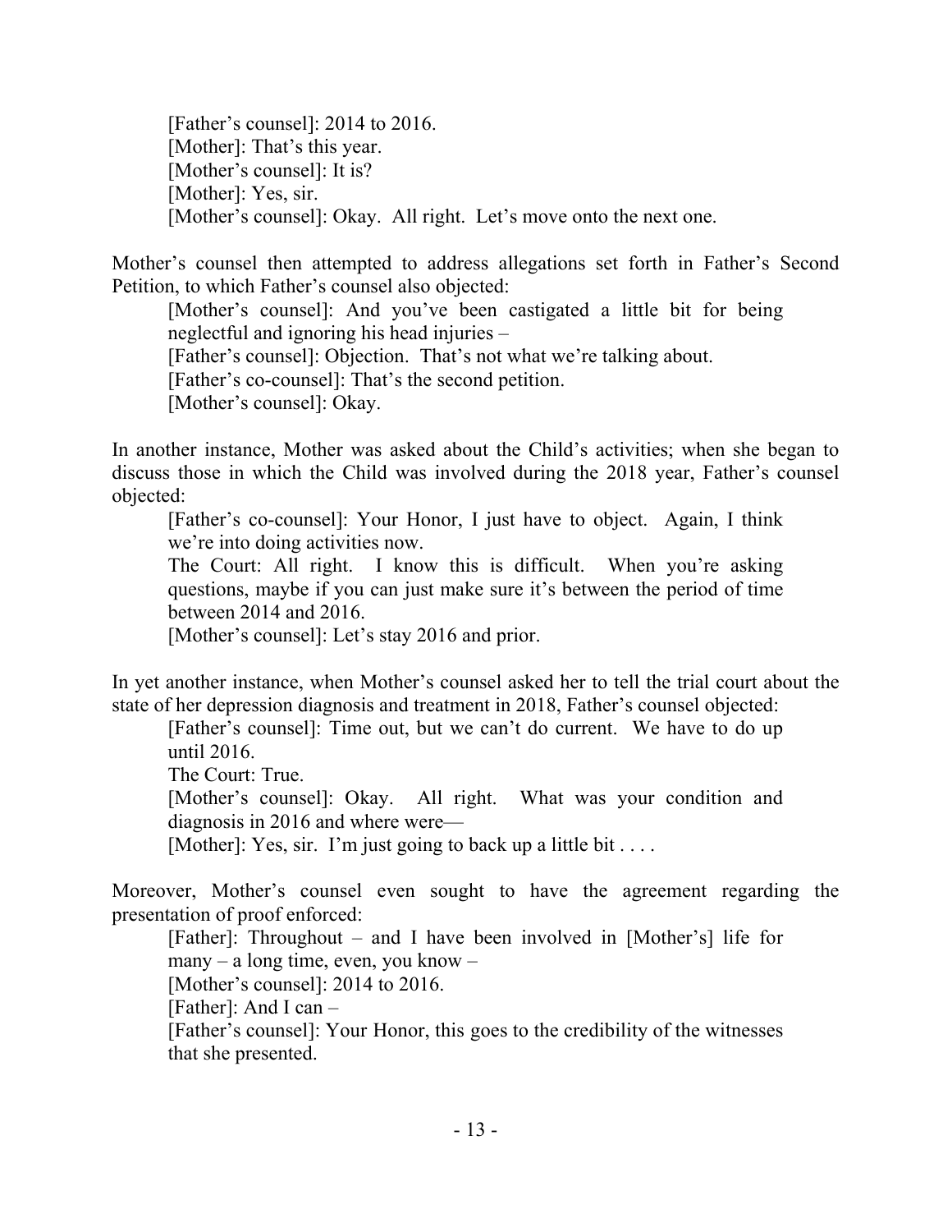[Father's counsel]: 2014 to 2016.
[Mother]: That's this year.
[Mother's counsel]: It is?
[Mother]: Yes, sir.
[Mother's counsel]: Okay. All right. Let's move onto the next one.

Mother's counsel then attempted to address allegations set forth in Father's Second Petition, to which Father's counsel also objected:

> [Mother's counsel]: And you've been castigated a little bit for being neglectful and ignoring his head injuries –
> [Father's counsel]: Objection. That's not what we're talking about.
> [Father's co-counsel]: That's the second petition.
> [Mother's counsel]: Okay.

In another instance, Mother was asked about the Child's activities; when she began to discuss those in which the Child was involved during the 2018 year, Father's counsel objected:

> [Father's co-counsel]: Your Honor, I just have to object. Again, I think we're into doing activities now.
> The Court: All right. I know this is difficult. When you're asking questions, maybe if you can just make sure it's between the period of time between 2014 and 2016.
> [Mother's counsel]: Let's stay 2016 and prior.

In yet another instance, when Mother's counsel asked her to tell the trial court about the state of her depression diagnosis and treatment in 2018, Father's counsel objected:

> [Father's counsel]: Time out, but we can't do current. We have to do up until 2016.
> The Court: True.
> [Mother's counsel]: Okay. All right. What was your condition and diagnosis in 2016 and where were—
> [Mother]: Yes, sir. I'm just going to back up a little bit . . . .

Moreover, Mother's counsel even sought to have the agreement regarding the presentation of proof enforced:

> [Father]: Throughout – and I have been involved in [Mother's] life for many – a long time, even, you know –
> [Mother's counsel]: 2014 to 2016.
> [Father]: And I can –
> [Father's counsel]: Your Honor, this goes to the credibility of the witnesses that she presented.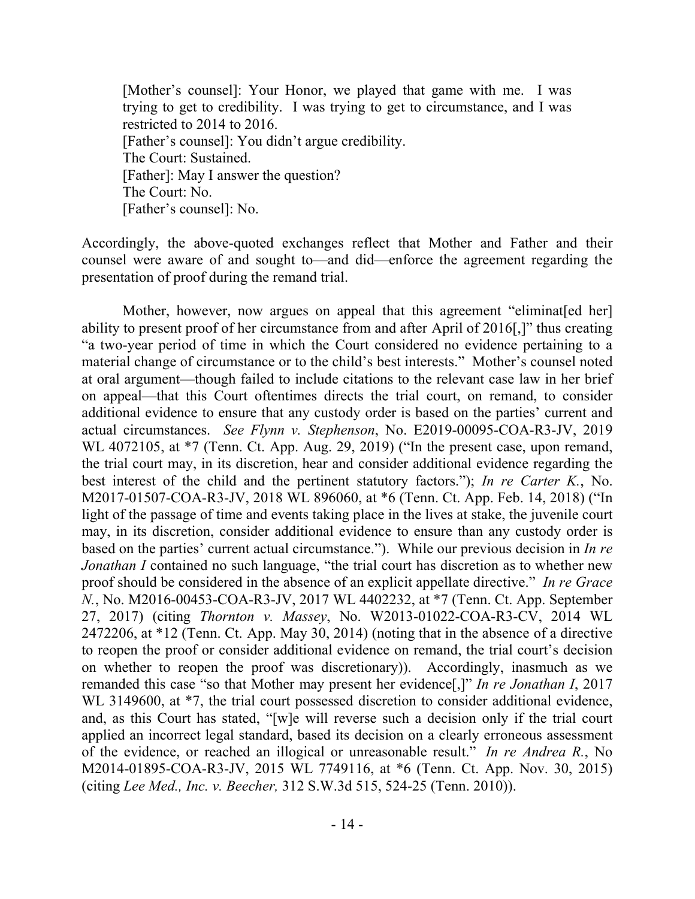> [Mother's counsel]: Your Honor, we played that game with me. I was trying to get to credibility. I was trying to get to circumstance, and I was restricted to 2014 to 2016.
> [Father's counsel]: You didn't argue credibility.
> The Court: Sustained.
> [Father]: May I answer the question?
> The Court: No.
> [Father's counsel]: No.

Accordingly, the above-quoted exchanges reflect that Mother and Father and their counsel were aware of and sought to—and did—enforce the agreement regarding the presentation of proof during the remand trial.

Mother, however, now argues on appeal that this agreement "eliminat[ed her] ability to present proof of her circumstance from and after April of 2016[,]" thus creating "a two-year period of time in which the Court considered no evidence pertaining to a material change of circumstance or to the child's best interests." Mother's counsel noted at oral argument—though failed to include citations to the relevant case law in her brief on appeal—that this Court oftentimes directs the trial court, on remand, to consider additional evidence to ensure that any custody order is based on the parties' current and actual circumstances. *See Flynn v. Stephenson*, No. E2019-00095-COA-R3-JV, 2019 WL 4072105, at *7 (Tenn. Ct. App. Aug. 29, 2019) ("In the present case, upon remand, the trial court may, in its discretion, hear and consider additional evidence regarding the best interest of the child and the pertinent statutory factors."); *In re Carter K.*, No. M2017-01507-COA-R3-JV, 2018 WL 896060, at *6 (Tenn. Ct. App. Feb. 14, 2018) ("In light of the passage of time and events taking place in the lives at stake, the juvenile court may, in its discretion, consider additional evidence to ensure than any custody order is based on the parties' current actual circumstance."). While our previous decision in *In re Jonathan I* contained no such language, "the trial court has discretion as to whether new proof should be considered in the absence of an explicit appellate directive." *In re Grace N.*, No. M2016-00453-COA-R3-JV, 2017 WL 4402232, at *7 (Tenn. Ct. App. September 27, 2017) (citing *Thornton v. Massey*, No. W2013-01022-COA-R3-CV, 2014 WL 2472206, at *12 (Tenn. Ct. App. May 30, 2014) (noting that in the absence of a directive to reopen the proof or consider additional evidence on remand, the trial court's decision on whether to reopen the proof was discretionary)). Accordingly, inasmuch as we remanded this case "so that Mother may present her evidence[,]" *In re Jonathan I*, 2017 WL 3149600, at *7, the trial court possessed discretion to consider additional evidence, and, as this Court has stated, "[w]e will reverse such a decision only if the trial court applied an incorrect legal standard, based its decision on a clearly erroneous assessment of the evidence, or reached an illogical or unreasonable result." *In re Andrea R.*, No M2014-01895-COA-R3-JV, 2015 WL 7749116, at *6 (Tenn. Ct. App. Nov. 30, 2015) (citing *Lee Med., Inc. v. Beecher,* 312 S.W.3d 515, 524-25 (Tenn. 2010)).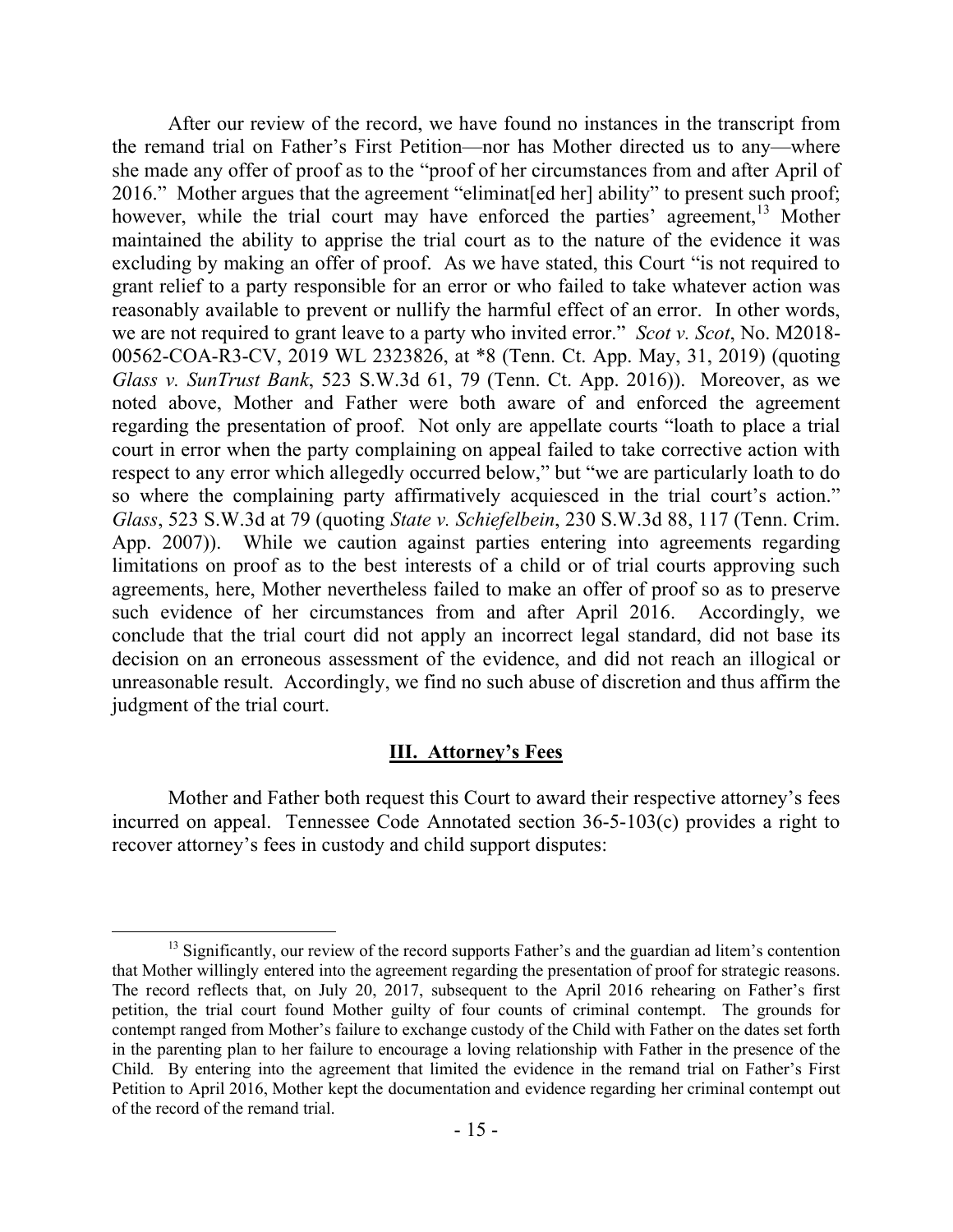After our review of the record, we have found no instances in the transcript from the remand trial on Father's First Petition—nor has Mother directed us to any—where she made any offer of proof as to the "proof of her circumstances from and after April of 2016." Mother argues that the agreement "eliminat[ed her] ability" to present such proof; however, while the trial court may have enforced the parties' agreement,[13] Mother maintained the ability to apprise the trial court as to the nature of the evidence it was excluding by making an offer of proof. As we have stated, this Court "is not required to grant relief to a party responsible for an error or who failed to take whatever action was reasonably available to prevent or nullify the harmful effect of an error. In other words, we are not required to grant leave to a party who invited error." *Scot v. Scot*, No. M2018-00562-COA-R3-CV, 2019 WL 2323826, at *8 (Tenn. Ct. App. May, 31, 2019) (quoting *Glass v. SunTrust Bank*, 523 S.W.3d 61, 79 (Tenn. Ct. App. 2016)). Moreover, as we noted above, Mother and Father were both aware of and enforced the agreement regarding the presentation of proof. Not only are appellate courts "loath to place a trial court in error when the party complaining on appeal failed to take corrective action with respect to any error which allegedly occurred below," but "we are particularly loath to do so where the complaining party affirmatively acquiesced in the trial court's action." *Glass*, 523 S.W.3d at 79 (quoting *State v. Schiefelbein*, 230 S.W.3d 88, 117 (Tenn. Crim. App. 2007)). While we caution against parties entering into agreements regarding limitations on proof as to the best interests of a child or of trial courts approving such agreements, here, Mother nevertheless failed to make an offer of proof so as to preserve such evidence of her circumstances from and after April 2016. Accordingly, we conclude that the trial court did not apply an incorrect legal standard, did not base its decision on an erroneous assessment of the evidence, and did not reach an illogical or unreasonable result. Accordingly, we find no such abuse of discretion and thus affirm the judgment of the trial court.

## III. Attorney's Fees

Mother and Father both request this Court to award their respective attorney's fees incurred on appeal. Tennessee Code Annotated section 36-5-103(c) provides a right to recover attorney's fees in custody and child support disputes:

---

[13] Significantly, our review of the record supports Father's and the guardian ad litem's contention that Mother willingly entered into the agreement regarding the presentation of proof for strategic reasons. The record reflects that, on July 20, 2017, subsequent to the April 2016 rehearing on Father's first petition, the trial court found Mother guilty of four counts of criminal contempt. The grounds for contempt ranged from Mother's failure to exchange custody of the Child with Father on the dates set forth in the parenting plan to her failure to encourage a loving relationship with Father in the presence of the Child. By entering into the agreement that limited the evidence in the remand trial on Father's First Petition to April 2016, Mother kept the documentation and evidence regarding her criminal contempt out of the record of the remand trial.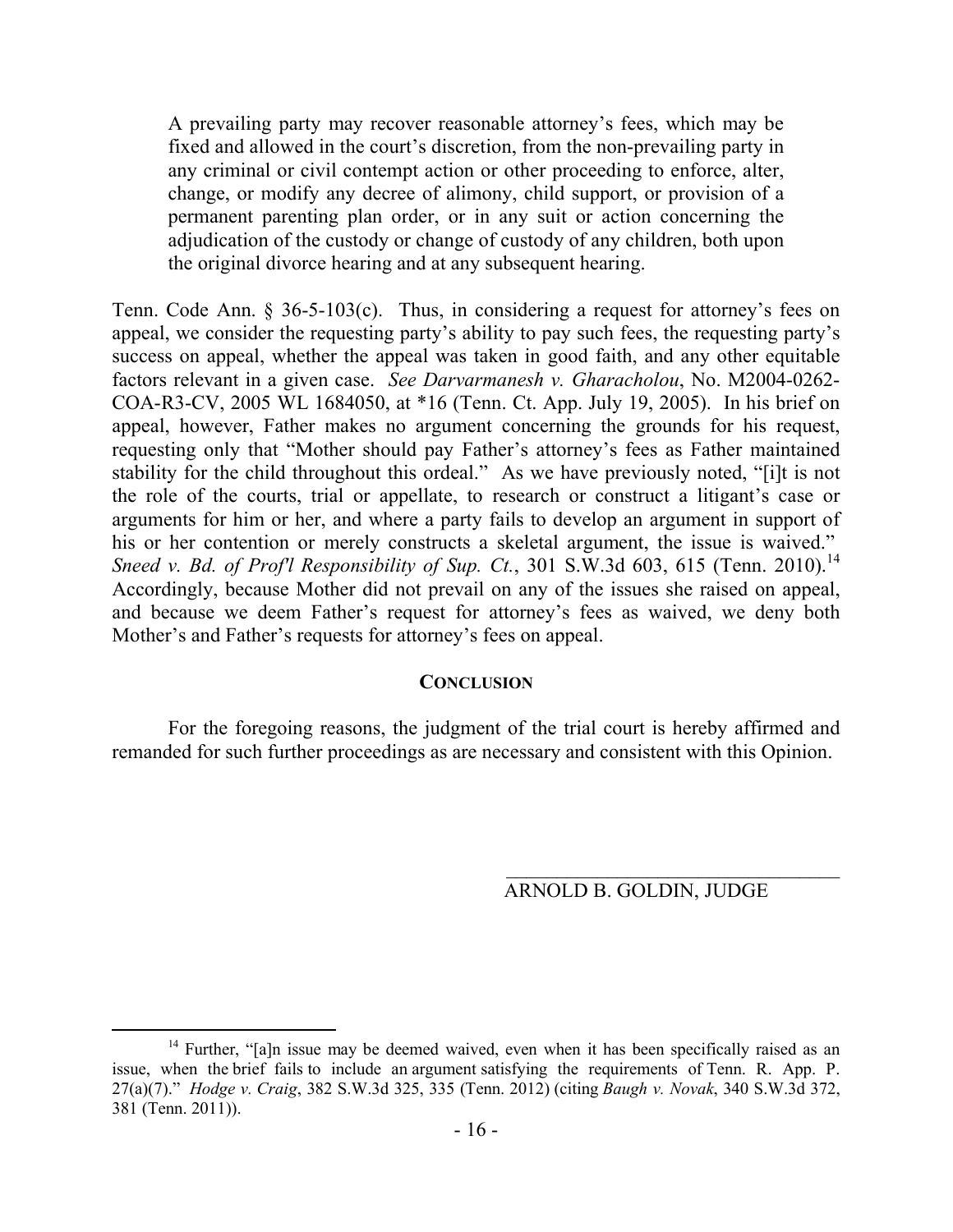> A prevailing party may recover reasonable attorney's fees, which may be fixed and allowed in the court's discretion, from the non-prevailing party in any criminal or civil contempt action or other proceeding to enforce, alter, change, or modify any decree of alimony, child support, or provision of a permanent parenting plan order, or in any suit or action concerning the adjudication of the custody or change of custody of any children, both upon the original divorce hearing and at any subsequent hearing.

Tenn. Code Ann. § 36-5-103(c). Thus, in considering a request for attorney's fees on appeal, we consider the requesting party's ability to pay such fees, the requesting party's success on appeal, whether the appeal was taken in good faith, and any other equitable factors relevant in a given case. *See Darvarmanesh v. Gharacholou*, No. M2004-0262-COA-R3-CV, 2005 WL 1684050, at *16 (Tenn. Ct. App. July 19, 2005). In his brief on appeal, however, Father makes no argument concerning the grounds for his request, requesting only that "Mother should pay Father's attorney's fees as Father maintained stability for the child throughout this ordeal." As we have previously noted, "[i]t is not the role of the courts, trial or appellate, to research or construct a litigant's case or arguments for him or her, and where a party fails to develop an argument in support of his or her contention or merely constructs a skeletal argument, the issue is waived." *Sneed v. Bd. of Prof'l Responsibility of Sup. Ct.*, 301 S.W.3d 603, 615 (Tenn. 2010).[14] Accordingly, because Mother did not prevail on any of the issues she raised on appeal, and because we deem Father's request for attorney's fees as waived, we deny both Mother's and Father's requests for attorney's fees on appeal.

## CONCLUSION

For the foregoing reasons, the judgment of the trial court is hereby affirmed and remanded for such further proceedings as are necessary and consistent with this Opinion.

_________________________________

ARNOLD B. GOLDIN, JUDGE

[14] Further, "[a]n issue may be deemed waived, even when it has been specifically raised as an issue, when the brief fails to include an argument satisfying the requirements of Tenn. R. App. P. 27(a)(7)." *Hodge v. Craig*, 382 S.W.3d 325, 335 (Tenn. 2012) (citing *Baugh v. Novak*, 340 S.W.3d 372, 381 (Tenn. 2011)).